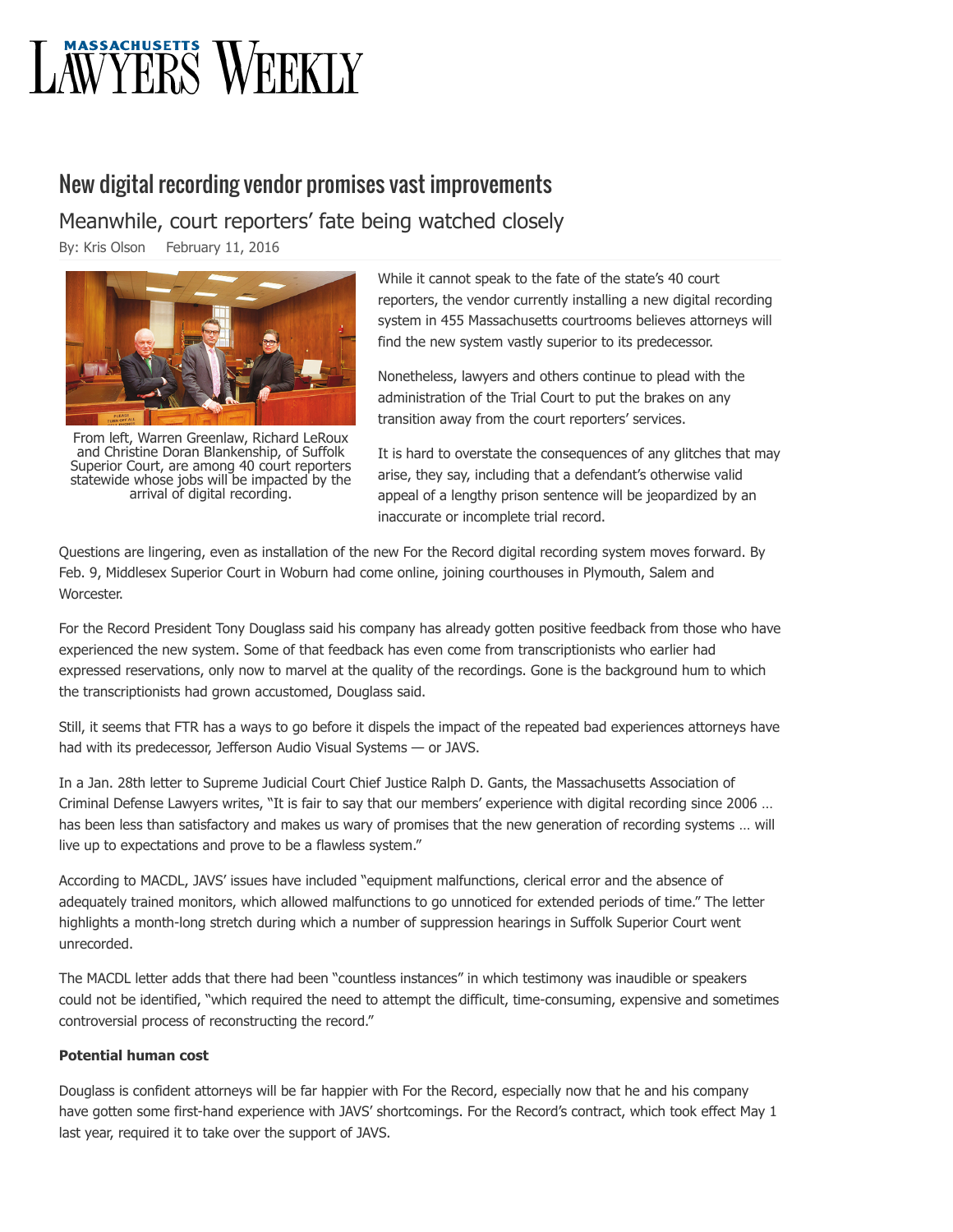# New digital recording vendor promises vast improvements

## Meanwhile, court reporters' fate being watched closely

By: Kris Olson February 11, 2016

From left, Warren Greenlaw, Richard LeRoux and Christine Doran Blankenship, of Suffolk Superior Court, are among 40 court reporters statewide whose jobs will be impacted by the arrival of digital recording.

While it cannot speak to the fate of the state's 40 court reporters, the vendor currently installing a new digital recording system in 455 Massachusetts courtrooms believes attorneys will find the new system vastly superior to its predecessor.

Nonetheless, lawyers and others continue to plead with the administration of the Trial Court to put the brakes on any transition away from the court reporters' services.

It is hard to overstate the consequences of any glitches that may arise, they say, including that a defendant's otherwise valid appeal of a lengthy prison sentence will be jeopardized by an inaccurate or incomplete trial record.

Questions are lingering, even as installation of the new For the Record digital recording system moves forward. By Feb. 9, Middlesex Superior Court in Woburn had come online, joining courthouses in Plymouth, Salem and Worcester.

For the Record President Tony Douglass said his company has already gotten positive feedback from those who have experienced the new system. Some of that feedback has even come from transcriptionists who earlier had expressed reservations, only now to marvel at the quality of the recordings. Gone is the background hum to which the transcriptionists had grown accustomed, Douglass said.

Still, it seems that FTR has a ways to go before it dispels the impact of the repeated bad experiences attorneys have had with its predecessor, Jefferson Audio Visual Systems — or JAVS.

In a Jan. 28th letter to Supreme Judicial Court Chief Justice Ralph D. Gants, the Massachusetts Association of Criminal Defense Lawyers writes, "It is fair to say that our members' experience with digital recording since 2006 … has been less than satisfactory and makes us wary of promises that the new generation of recording systems … will live up to expectations and prove to be a flawless system."

According to MACDL, JAVS' issues have included "equipment malfunctions, clerical error and the absence of adequately trained monitors, which allowed malfunctions to go unnoticed for extended periods of time." The letter highlights a month-long stretch during which a number of suppression hearings in Suffolk Superior Court went unrecorded.

The MACDL letter adds that there had been "countless instances" in which testimony was inaudible or speakers could not be identified, "which required the need to attempt the difficult, time-consuming, expensive and sometimes controversial process of reconstructing the record."

**Potential human cost**

Douglass is confident attorneys will be far happier with For the Record, especially now that he and his company have gotten some first-hand experience with JAVS' shortcomings. For the Record's contract, which took effect May 1 last year, required it to take over the support of JAVS.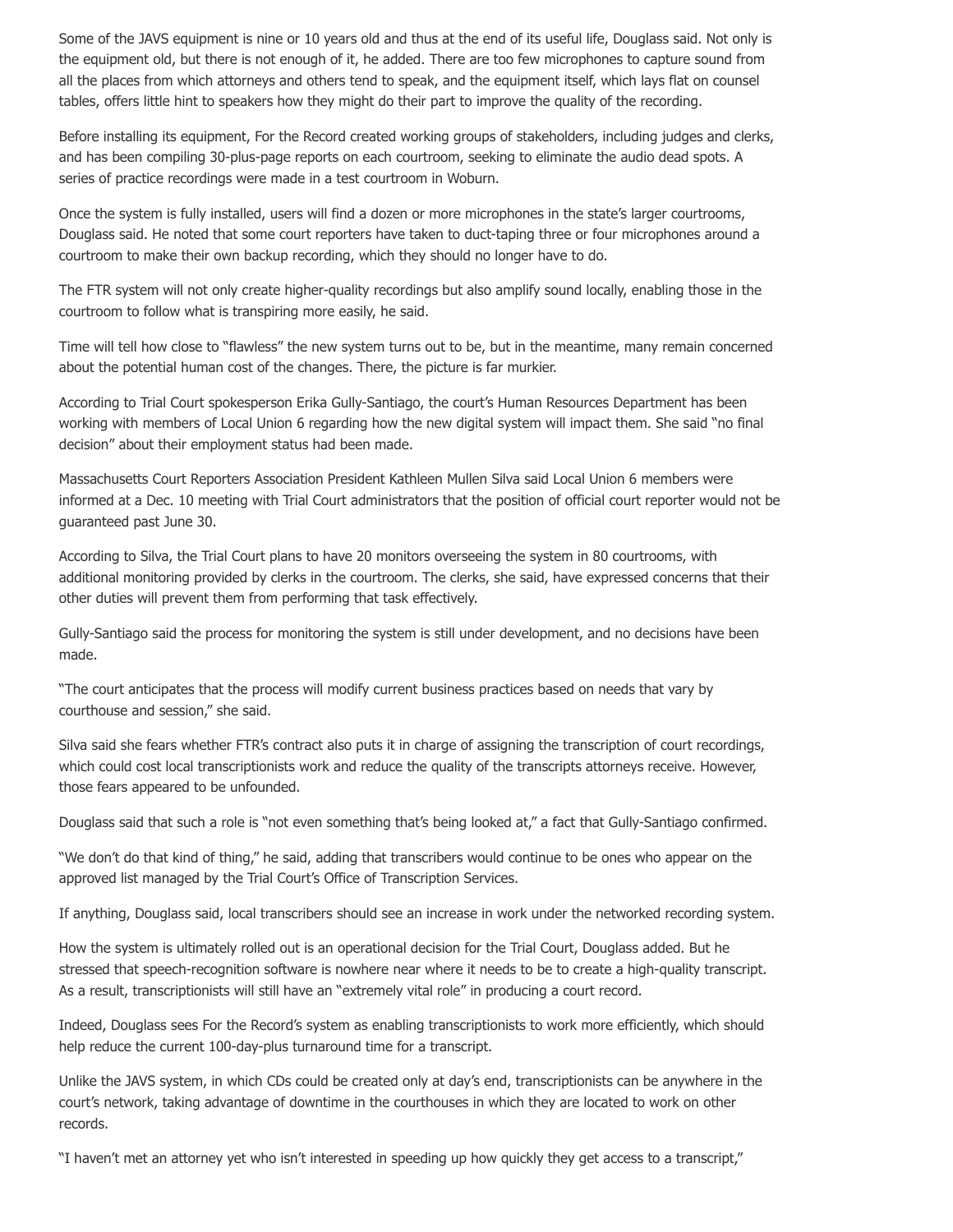Some of the JAVS equipment is nine or 10 years old and thus at the end of its useful life, Douglass said. Not only is the equipment old, but there is not enough of it, he added. There are too few microphones to capture sound from all the places from which attorneys and others tend to speak, and the equipment itself, which lays flat on counsel tables, offers little hint to speakers how they might do their part to improve the quality of the recording.

Before installing its equipment, For the Record created working groups of stakeholders, including judges and clerks, and has been compiling 30-plus-page reports on each courtroom, seeking to eliminate the audio dead spots. A series of practice recordings were made in a test courtroom in Woburn.

Once the system is fully installed, users will find a dozen or more microphones in the state's larger courtrooms, Douglass said. He noted that some court reporters have taken to duct-taping three or four microphones around a courtroom to make their own backup recording, which they should no longer have to do.

The FTR system will not only create higher-quality recordings but also amplify sound locally, enabling those in the courtroom to follow what is transpiring more easily, he said.

Time will tell how close to "flawless" the new system turns out to be, but in the meantime, many remain concerned about the potential human cost of the changes. There, the picture is far murkier.

According to Trial Court spokesperson Erika Gully-Santiago, the court's Human Resources Department has been working with members of Local Union 6 regarding how the new digital system will impact them. She said "no final decision" about their employment status had been made.

Massachusetts Court Reporters Association President Kathleen Mullen Silva said Local Union 6 members were informed at a Dec. 10 meeting with Trial Court administrators that the position of official court reporter would not be guaranteed past June 30.

According to Silva, the Trial Court plans to have 20 monitors overseeing the system in 80 courtrooms, with additional monitoring provided by clerks in the courtroom. The clerks, she said, have expressed concerns that their other duties will prevent them from performing that task effectively.

Gully-Santiago said the process for monitoring the system is still under development, and no decisions have been made.

"The court anticipates that the process will modify current business practices based on needs that vary by courthouse and session," she said.

Silva said she fears whether FTR's contract also puts it in charge of assigning the transcription of court recordings, which could cost local transcriptionists work and reduce the quality of the transcripts attorneys receive. However, those fears appeared to be unfounded.

Douglass said that such a role is "not even something that's being looked at," a fact that Gully-Santiago confirmed.

"We don't do that kind of thing," he said, adding that transcribers would continue to be ones who appear on the approved list managed by the Trial Court's Office of Transcription Services.

If anything, Douglass said, local transcribers should see an increase in work under the networked recording system.

How the system is ultimately rolled out is an operational decision for the Trial Court, Douglass added. But he stressed that speech-recognition software is nowhere near where it needs to be to create a high-quality transcript. As a result, transcriptionists will still have an "extremely vital role" in producing a court record.

Indeed, Douglass sees For the Record's system as enabling transcriptionists to work more efficiently, which should help reduce the current 100-day-plus turnaround time for a transcript.

Unlike the JAVS system, in which CDs could be created only at day's end, transcriptionists can be anywhere in the court's network, taking advantage of downtime in the courthouses in which they are located to work on other records.

"I haven't met an attorney yet who isn't interested in speeding up how quickly they get access to a transcript,"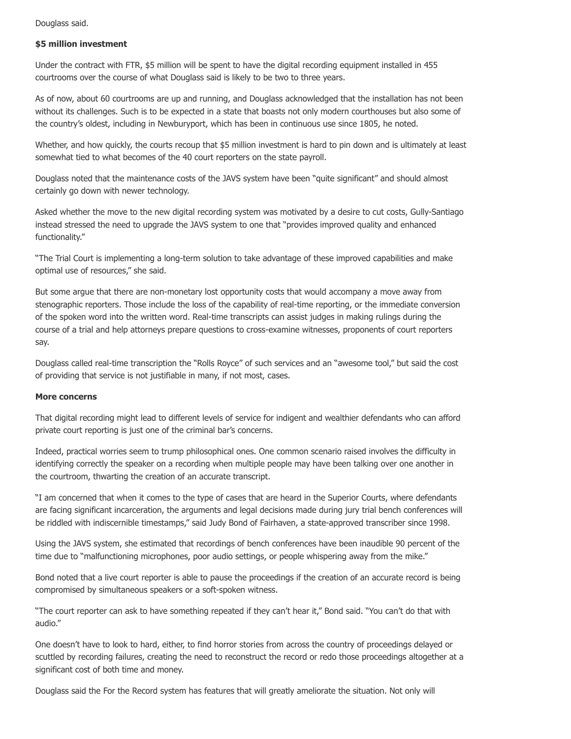Douglass said.

**$5 million investment**

Under the contract with FTR, $5 million will be spent to have the digital recording equipment installed in 455 courtrooms over the course of what Douglass said is likely to be two to three years.

As of now, about 60 courtrooms are up and running, and Douglass acknowledged that the installation has not been without its challenges. Such is to be expected in a state that boasts not only modern courthouses but also some of the country's oldest, including in Newburyport, which has been in continuous use since 1805, he noted.

Whether, and how quickly, the courts recoup that $5 million investment is hard to pin down and is ultimately at least somewhat tied to what becomes of the 40 court reporters on the state payroll.

Douglass noted that the maintenance costs of the JAVS system have been "quite significant" and should almost certainly go down with newer technology.

Asked whether the move to the new digital recording system was motivated by a desire to cut costs, Gully-Santiago instead stressed the need to upgrade the JAVS system to one that "provides improved quality and enhanced functionality."

"The Trial Court is implementing a long-term solution to take advantage of these improved capabilities and make optimal use of resources," she said.

But some argue that there are non-monetary lost opportunity costs that would accompany a move away from stenographic reporters. Those include the loss of the capability of real-time reporting, or the immediate conversion of the spoken word into the written word. Real-time transcripts can assist judges in making rulings during the course of a trial and help attorneys prepare questions to cross-examine witnesses, proponents of court reporters say.

Douglass called real-time transcription the "Rolls Royce" of such services and an "awesome tool," but said the cost of providing that service is not justifiable in many, if not most, cases.

**More concerns**

That digital recording might lead to different levels of service for indigent and wealthier defendants who can afford private court reporting is just one of the criminal bar's concerns.

Indeed, practical worries seem to trump philosophical ones. One common scenario raised involves the difficulty in identifying correctly the speaker on a recording when multiple people may have been talking over one another in the courtroom, thwarting the creation of an accurate transcript.

"I am concerned that when it comes to the type of cases that are heard in the Superior Courts, where defendants are facing significant incarceration, the arguments and legal decisions made during jury trial bench conferences will be riddled with indiscernible timestamps," said Judy Bond of Fairhaven, a state-approved transcriber since 1998.

Using the JAVS system, she estimated that recordings of bench conferences have been inaudible 90 percent of the time due to "malfunctioning microphones, poor audio settings, or people whispering away from the mike."

Bond noted that a live court reporter is able to pause the proceedings if the creation of an accurate record is being compromised by simultaneous speakers or a soft-spoken witness.

"The court reporter can ask to have something repeated if they can't hear it," Bond said. "You can't do that with audio."

One doesn't have to look to hard, either, to find horror stories from across the country of proceedings delayed or scuttled by recording failures, creating the need to reconstruct the record or redo those proceedings altogether at a significant cost of both time and money.

Douglass said the For the Record system has features that will greatly ameliorate the situation. Not only will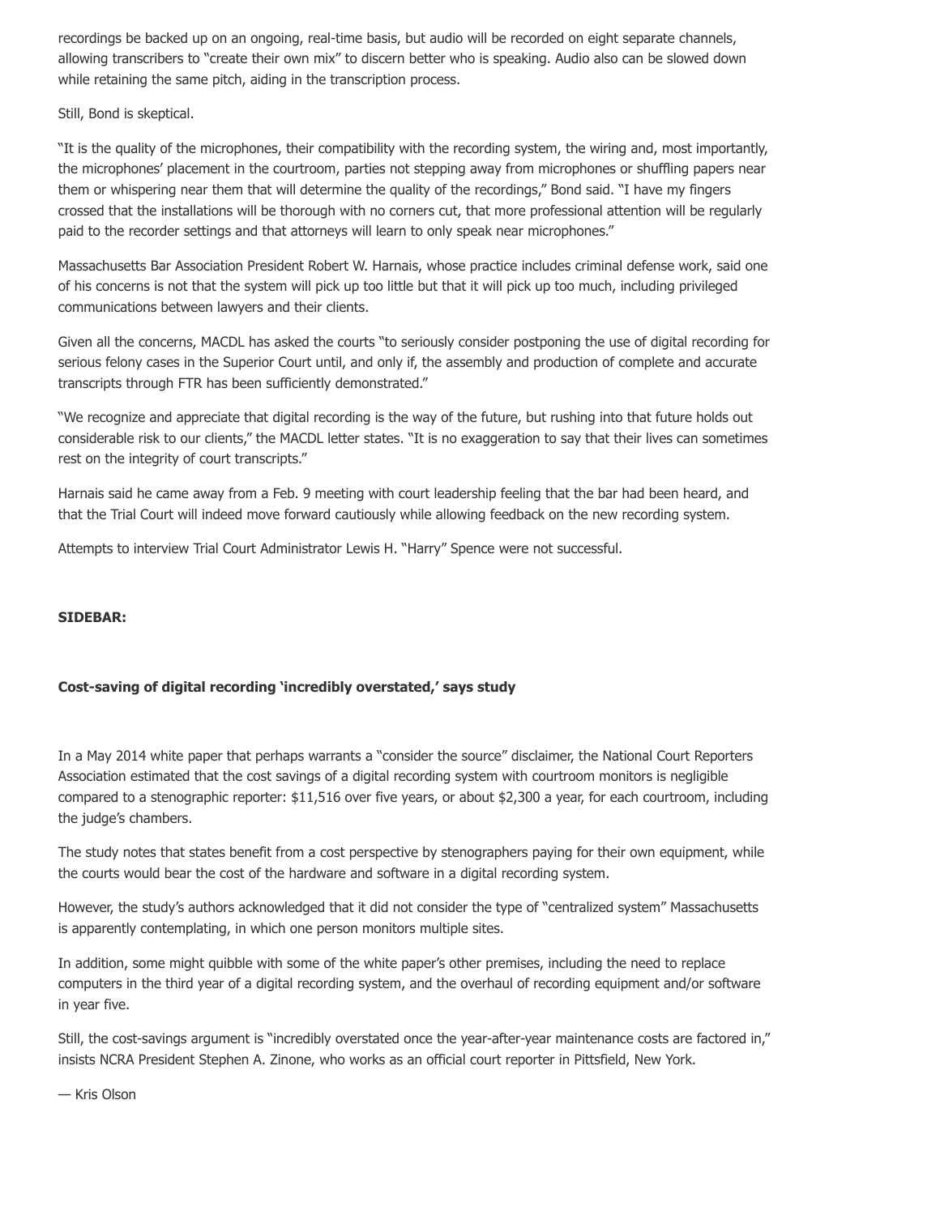recordings be backed up on an ongoing, real-time basis, but audio will be recorded on eight separate channels, allowing transcribers to "create their own mix" to discern better who is speaking. Audio also can be slowed down while retaining the same pitch, aiding in the transcription process.

Still, Bond is skeptical.

"It is the quality of the microphones, their compatibility with the recording system, the wiring and, most importantly, the microphones' placement in the courtroom, parties not stepping away from microphones or shuffling papers near them or whispering near them that will determine the quality of the recordings," Bond said. "I have my fingers crossed that the installations will be thorough with no corners cut, that more professional attention will be regularly paid to the recorder settings and that attorneys will learn to only speak near microphones."

Massachusetts Bar Association President Robert W. Harnais, whose practice includes criminal defense work, said one of his concerns is not that the system will pick up too little but that it will pick up too much, including privileged communications between lawyers and their clients.

Given all the concerns, MACDL has asked the courts "to seriously consider postponing the use of digital recording for serious felony cases in the Superior Court until, and only if, the assembly and production of complete and accurate transcripts through FTR has been sufficiently demonstrated."

"We recognize and appreciate that digital recording is the way of the future, but rushing into that future holds out considerable risk to our clients," the MACDL letter states. "It is no exaggeration to say that their lives can sometimes rest on the integrity of court transcripts."

Harnais said he came away from a Feb. 9 meeting with court leadership feeling that the bar had been heard, and that the Trial Court will indeed move forward cautiously while allowing feedback on the new recording system.

Attempts to interview Trial Court Administrator Lewis H. "Harry" Spence were not successful.

**SIDEBAR:**

**Cost-saving of digital recording 'incredibly overstated,' says study**

In a May 2014 white paper that perhaps warrants a "consider the source" disclaimer, the National Court Reporters Association estimated that the cost savings of a digital recording system with courtroom monitors is negligible compared to a stenographic reporter: $11,516 over five years, or about $2,300 a year, for each courtroom, including the judge's chambers.

The study notes that states benefit from a cost perspective by stenographers paying for their own equipment, while the courts would bear the cost of the hardware and software in a digital recording system.

However, the study's authors acknowledged that it did not consider the type of "centralized system" Massachusetts is apparently contemplating, in which one person monitors multiple sites.

In addition, some might quibble with some of the white paper's other premises, including the need to replace computers in the third year of a digital recording system, and the overhaul of recording equipment and/or software in year five.

Still, the cost-savings argument is "incredibly overstated once the year-after-year maintenance costs are factored in," insists NCRA President Stephen A. Zinone, who works as an official court reporter in Pittsfield, New York.

— Kris Olson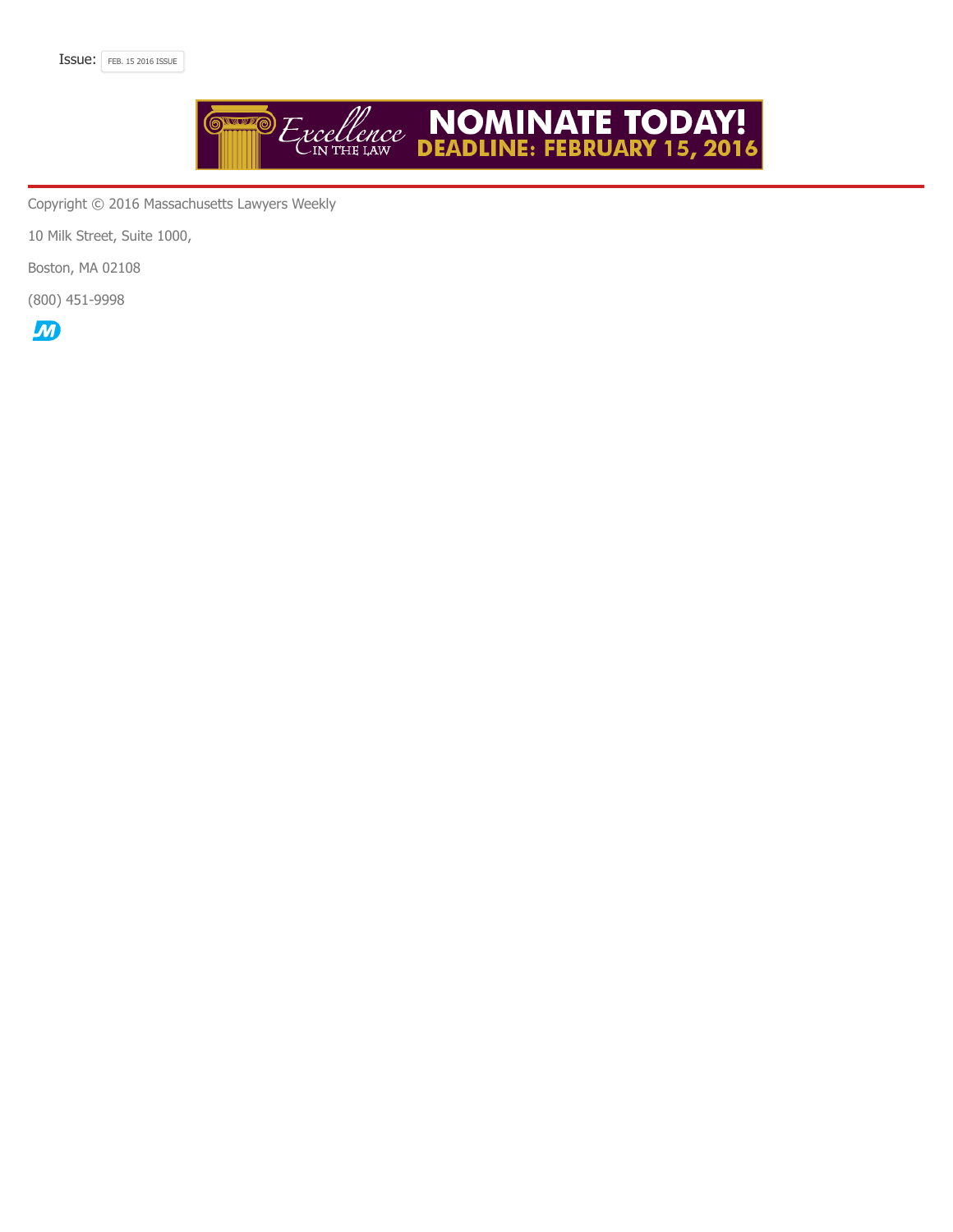Issue: FEB. 15 2016 ISSUE

Excellence IN THE LAW NOMINATE TODAY! DEADLINE: FEBRUARY 15, 2016

Copyright © 2016 Massachusetts Lawyers Weekly

10 Milk Street, Suite 1000,

Boston, MA 02108

(800) 451-9998